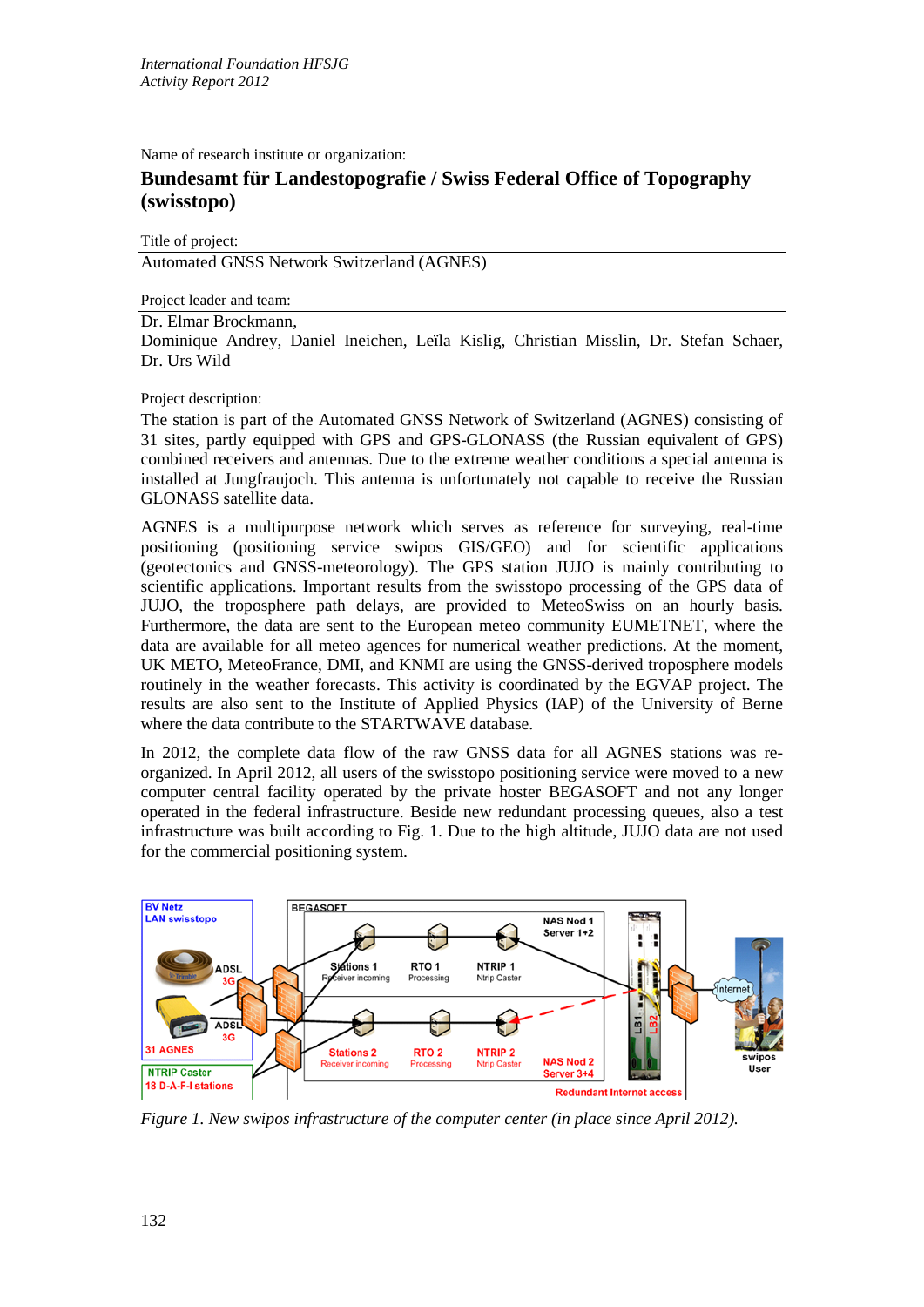Name of research institute or organization:

**Bundesamt für Landestopografie / Swiss Federal Office of Topography (swisstopo)**

Title of project:

Automated GNSS Network Switzerland (AGNES)

Project leader and team:

Dr. Elmar Brockmann,
Dominique Andrey, Daniel Ineichen, Leïla Kislig, Christian Misslin, Dr. Stefan Schaer, Dr. Urs Wild

Project description:

The station is part of the Automated GNSS Network of Switzerland (AGNES) consisting of 31 sites, partly equipped with GPS and GPS-GLONASS (the Russian equivalent of GPS) combined receivers and antennas. Due to the extreme weather conditions a special antenna is installed at Jungfraujoch. This antenna is unfortunately not capable to receive the Russian GLONASS satellite data.

AGNES is a multipurpose network which serves as reference for surveying, real-time positioning (positioning service swipos GIS/GEO) and for scientific applications (geotectonics and GNSS-meteorology). The GPS station JUJO is mainly contributing to scientific applications. Important results from the swisstopo processing of the GPS data of JUJO, the troposphere path delays, are provided to MeteoSwiss on an hourly basis. Furthermore, the data are sent to the European meteo community EUMETNET, where the data are available for all meteo agencies for numerical weather predictions. At the moment, UK METO, MeteoFrance, DMI, and KNMI are using the GNSS-derived troposphere models routinely in the weather forecasts. This activity is coordinated by the EGVAP project. The results are also sent to the Institute of Applied Physics (IAP) of the University of Berne where the data contribute to the STARTWAVE database.

In 2012, the complete data flow of the raw GNSS data for all AGNES stations was re-organized. In April 2012, all users of the swisstopo positioning service were moved to a new computer central facility operated by the private hoster BEGASOFT and not any longer operated in the federal infrastructure. Beside new redundant processing queues, also a test infrastructure was built according to Fig. 1. Due to the high altitude, JUJO data are not used for the commercial positioning system.

*Figure 1. New swipos infrastructure of the computer center (in place since April 2012).*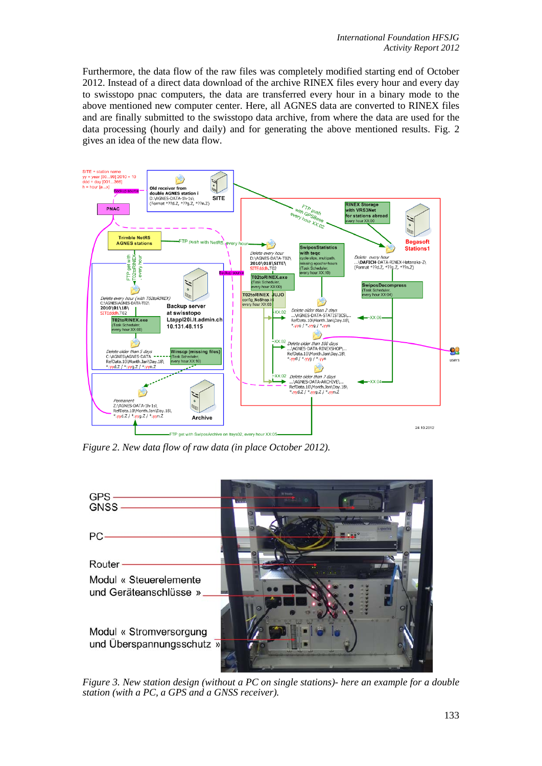Furthermore, the data flow of the raw files was completely modified starting end of October 2012. Instead of a direct data download of the archive RINEX files every hour and every day to swisstopo pnac computers, the data are transferred every hour in a binary mode to the above mentioned new computer center. Here, all AGNES data are converted to RINEX files and are finally submitted to the swisstopo data archive, from where the data are used for the data processing (hourly and daily) and for generating the above mentioned results. Fig. 2 gives an idea of the new data flow.

*Figure 2. New data flow of raw data (in place October 2012).*

*Figure 3. New station design (without a PC on single stations)- here an example for a double station (with a PC, a GPS and a GNSS receiver).*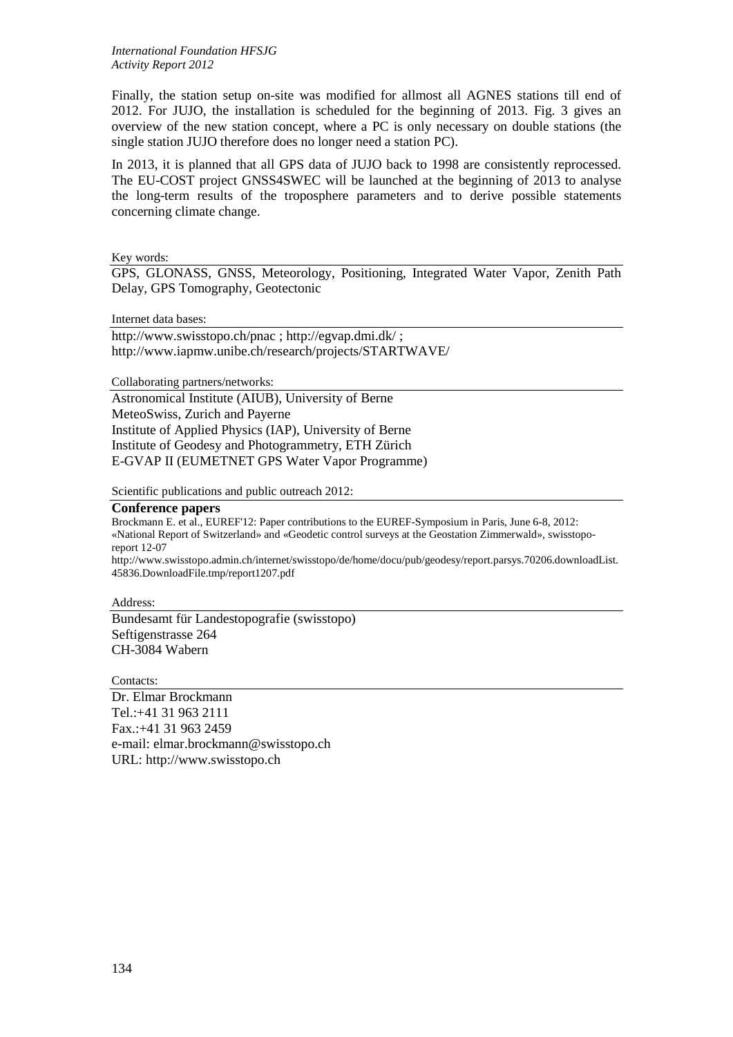Finally, the station setup on-site was modified for allmost all AGNES stations till end of 2012. For JUJO, the installation is scheduled for the beginning of 2013. Fig. 3 gives an overview of the new station concept, where a PC is only necessary on double stations (the single station JUJO therefore does no longer need a station PC).

In 2013, it is planned that all GPS data of JUJO back to 1998 are consistently reprocessed. The EU-COST project GNSS4SWEC will be launched at the beginning of 2013 to analyse the long-term results of the troposphere parameters and to derive possible statements concerning climate change.

Key words:

GPS, GLONASS, GNSS, Meteorology, Positioning, Integrated Water Vapor, Zenith Path Delay, GPS Tomography, Geotectonic

Internet data bases:

http://www.swisstopo.ch/pnac ; http://egvap.dmi.dk/ ;
http://www.iapmw.unibe.ch/research/projects/STARTWAVE/

Collaborating partners/networks:

Astronomical Institute (AIUB), University of Berne
MeteoSwiss, Zurich and Payerne
Institute of Applied Physics (IAP), University of Berne
Institute of Geodesy and Photogrammetry, ETH Zürich
E-GVAP II (EUMETNET GPS Water Vapor Programme)

Scientific publications and public outreach 2012:

**Conference papers**

Brockmann E. et al., EUREF'12: Paper contributions to the EUREF-Symposium in Paris, June 6-8, 2012: «National Report of Switzerland» and «Geodetic control surveys at the Geostation Zimmerwald», swisstopo-report 12-07
http://www.swisstopo.admin.ch/internet/swisstopo/de/home/docu/pub/geodesy/report.parsys.70206.downloadList.45836.DownloadFile.tmp/report1207.pdf

Address:

Bundesamt für Landestopografie (swisstopo)
Seftigenstrasse 264
CH-3084 Wabern

Contacts:

Dr. Elmar Brockmann
Tel.:+41 31 963 2111
Fax.:+41 31 963 2459
e-mail: elmar.brockmann@swisstopo.ch
URL: http://www.swisstopo.ch